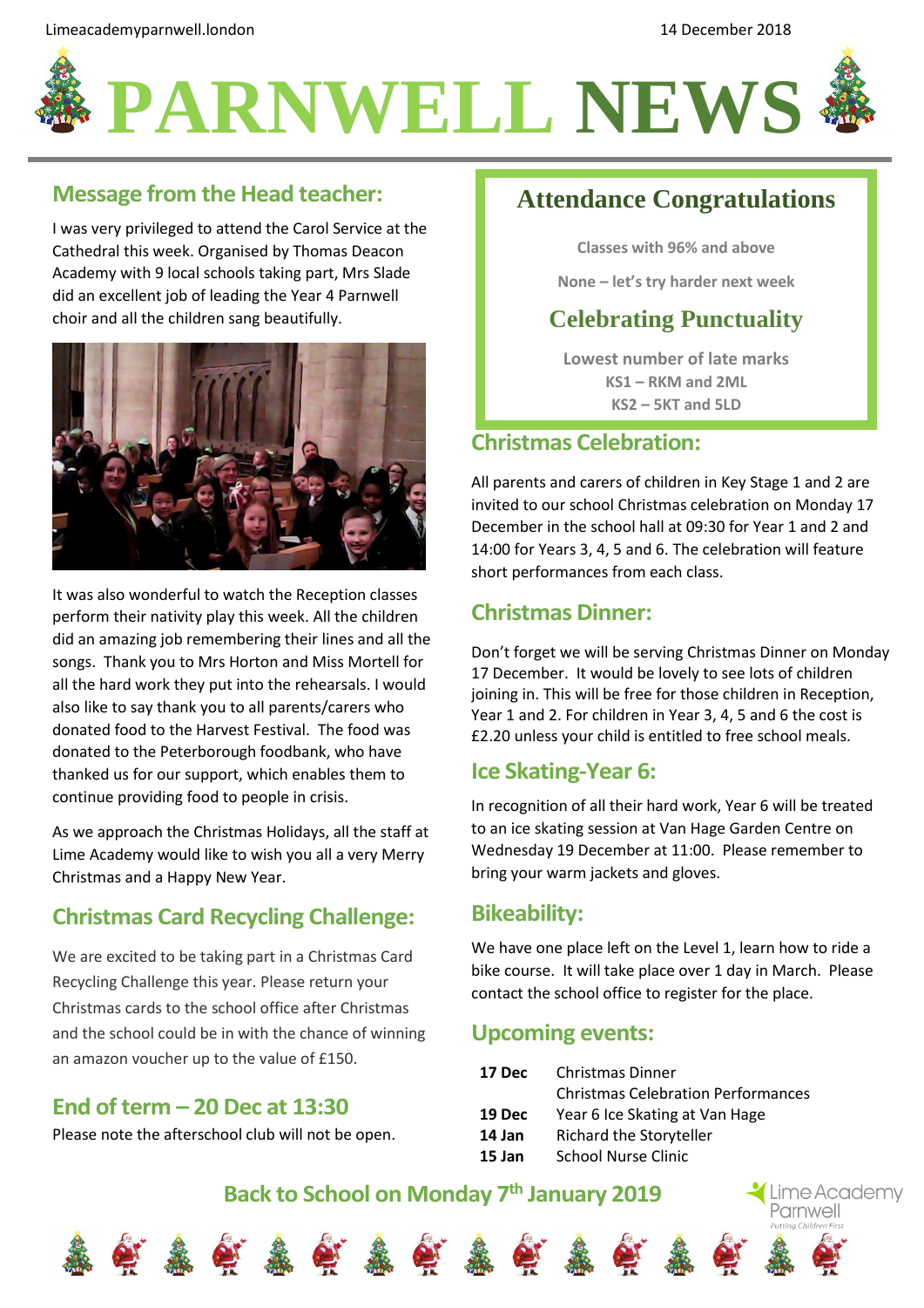Limeacademyparnwell.london

14 December 2018

# PARNWELL NEWS

## Message from the Head teacher:

I was very privileged to attend the Carol Service at the Cathedral this week. Organised by Thomas Deacon Academy with 9 local schools taking part, Mrs Slade did an excellent job of leading the Year 4 Parnwell choir and all the children sang beautifully.

It was also wonderful to watch the Reception classes perform their nativity play this week. All the children did an amazing job remembering their lines and all the songs. Thank you to Mrs Horton and Miss Mortell for all the hard work they put into the rehearsals. I would also like to say thank you to all parents/carers who donated food to the Harvest Festival. The food was donated to the Peterborough foodbank, who have thanked us for our support, which enables them to continue providing food to people in crisis.

As we approach the Christmas Holidays, all the staff at Lime Academy would like to wish you all a very Merry Christmas and a Happy New Year.

## Christmas Card Recycling Challenge:

We are excited to be taking part in a Christmas Card Recycling Challenge this year. Please return your Christmas cards to the school office after Christmas and the school could be in with the chance of winning an amazon voucher up to the value of £150.

## End of term – 20 Dec at 13:30

Please note the afterschool club will not be open.

## Attendance Congratulations

**Classes with 96% and above**

**None – let's try harder next week**

## Celebrating Punctuality

**Lowest number of late marks**
**KS1 – RKM and 2ML**
**KS2 – 5KT and 5LD**

## Christmas Celebration:

All parents and carers of children in Key Stage 1 and 2 are invited to our school Christmas celebration on Monday 17 December in the school hall at 09:30 for Year 1 and 2 and 14:00 for Years 3, 4, 5 and 6. The celebration will feature short performances from each class.

## Christmas Dinner:

Don't forget we will be serving Christmas Dinner on Monday 17 December. It would be lovely to see lots of children joining in. This will be free for those children in Reception, Year 1 and 2. For children in Year 3, 4, 5 and 6 the cost is £2.20 unless your child is entitled to free school meals.

## Ice Skating-Year 6:

In recognition of all their hard work, Year 6 will be treated to an ice skating session at Van Hage Garden Centre on Wednesday 19 December at 11:00. Please remember to bring your warm jackets and gloves.

## Bikeability:

We have one place left on the Level 1, learn how to ride a bike course. It will take place over 1 day in March. Please contact the school office to register for the place.

## Upcoming events:

| | |
|---|---|
| **17 Dec** | Christmas Dinner |
| | Christmas Celebration Performances |
| **19 Dec** | Year 6 Ice Skating at Van Hage |
| **14 Jan** | Richard the Storyteller |
| **15 Jan** | School Nurse Clinic |

## Back to School on Monday 7th January 2019

Lime Academy Parnwell
*Putting Children First*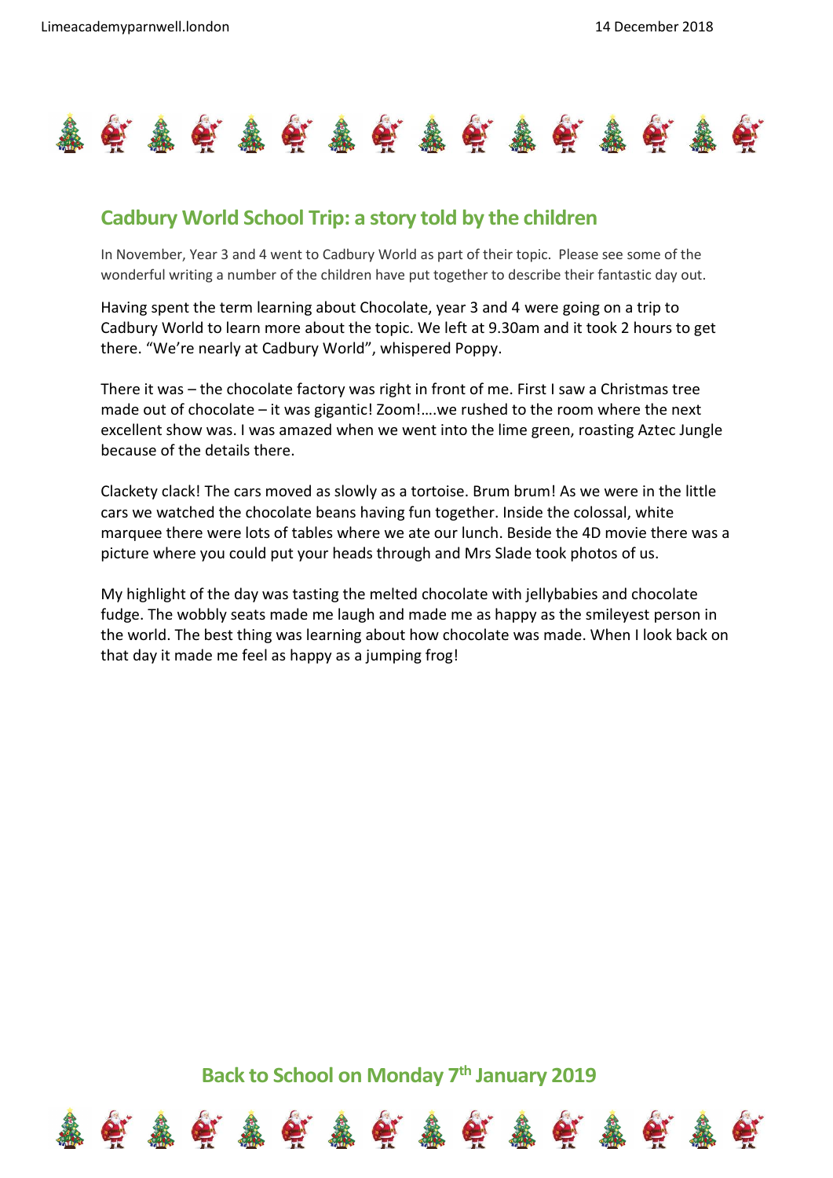## Cadbury World School Trip: a story told by the children

In November, Year 3 and 4 went to Cadbury World as part of their topic. Please see some of the wonderful writing a number of the children have put together to describe their fantastic day out.

Having spent the term learning about Chocolate, year 3 and 4 were going on a trip to Cadbury World to learn more about the topic. We left at 9.30am and it took 2 hours to get there. "We're nearly at Cadbury World", whispered Poppy.

There it was – the chocolate factory was right in front of me. First I saw a Christmas tree made out of chocolate – it was gigantic! Zoom!….we rushed to the room where the next excellent show was. I was amazed when we went into the lime green, roasting Aztec Jungle because of the details there.

Clackety clack! The cars moved as slowly as a tortoise. Brum brum! As we were in the little cars we watched the chocolate beans having fun together. Inside the colossal, white marquee there were lots of tables where we ate our lunch. Beside the 4D movie there was a picture where you could put your heads through and Mrs Slade took photos of us.

My highlight of the day was tasting the melted chocolate with jellybabies and chocolate fudge. The wobbly seats made me laugh and made me as happy as the smileyest person in the world. The best thing was learning about how chocolate was made. When I look back on that day it made me feel as happy as a jumping frog!

## Back to School on Monday 7th January 2019